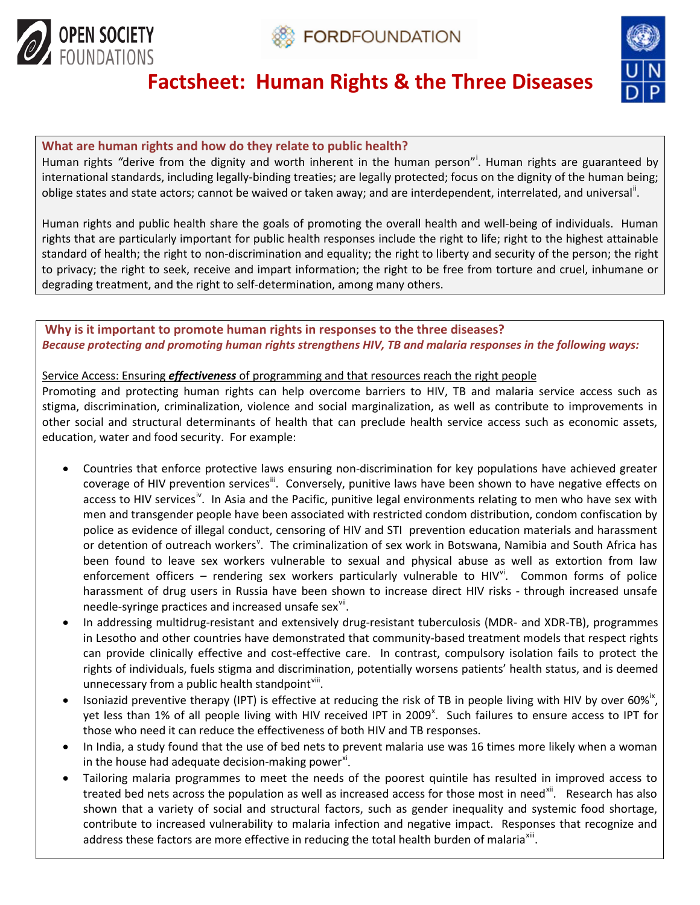# Factsheet: Human Rights & the Three Diseases

## What are human rights and how do they relate to public health?

Human rights "derive from the dignity and worth inherent in the human person"[i]. Human rights are guaranteed by international standards, including legally-binding treaties; are legally protected; focus on the dignity of the human being; oblige states and state actors; cannot be waived or taken away; and are interdependent, interrelated, and universal[ii].

Human rights and public health share the goals of promoting the overall health and well-being of individuals. Human rights that are particularly important for public health responses include the right to life; right to the highest attainable standard of health; the right to non-discrimination and equality; the right to liberty and security of the person; the right to privacy; the right to seek, receive and impart information; the right to be free from torture and cruel, inhumane or degrading treatment, and the right to self-determination, among many others.

## Why is it important to promote human rights in responses to the three diseases?

***Because protecting and promoting human rights strengthens HIV, TB and malaria responses in the following ways:***

Service Access: Ensuring ***effectiveness*** of programming and that resources reach the right people

Promoting and protecting human rights can help overcome barriers to HIV, TB and malaria service access such as stigma, discrimination, criminalization, violence and social marginalization, as well as contribute to improvements in other social and structural determinants of health that can preclude health service access such as economic assets, education, water and food security. For example:

- Countries that enforce protective laws ensuring non-discrimination for key populations have achieved greater coverage of HIV prevention services[iii]. Conversely, punitive laws have been shown to have negative effects on access to HIV services[iv]. In Asia and the Pacific, punitive legal environments relating to men who have sex with men and transgender people have been associated with restricted condom distribution, condom confiscation by police as evidence of illegal conduct, censoring of HIV and STI prevention education materials and harassment or detention of outreach workers[v]. The criminalization of sex work in Botswana, Namibia and South Africa has been found to leave sex workers vulnerable to sexual and physical abuse as well as extortion from law enforcement officers – rendering sex workers particularly vulnerable to HIV[vi]. Common forms of police harassment of drug users in Russia have been shown to increase direct HIV risks - through increased unsafe needle-syringe practices and increased unsafe sex[vii].
- In addressing multidrug-resistant and extensively drug-resistant tuberculosis (MDR- and XDR-TB), programmes in Lesotho and other countries have demonstrated that community-based treatment models that respect rights can provide clinically effective and cost-effective care. In contrast, compulsory isolation fails to protect the rights of individuals, fuels stigma and discrimination, potentially worsens patients' health status, and is deemed unnecessary from a public health standpoint[viii].
- Isoniazid preventive therapy (IPT) is effective at reducing the risk of TB in people living with HIV by over 60%[ix], yet less than 1% of all people living with HIV received IPT in 2009[x]. Such failures to ensure access to IPT for those who need it can reduce the effectiveness of both HIV and TB responses.
- In India, a study found that the use of bed nets to prevent malaria use was 16 times more likely when a woman in the house had adequate decision-making power[xi].
- Tailoring malaria programmes to meet the needs of the poorest quintile has resulted in improved access to treated bed nets across the population as well as increased access for those most in need[xii]. Research has also shown that a variety of social and structural factors, such as gender inequality and systemic food shortage, contribute to increased vulnerability to malaria infection and negative impact. Responses that recognize and address these factors are more effective in reducing the total health burden of malaria[xiii].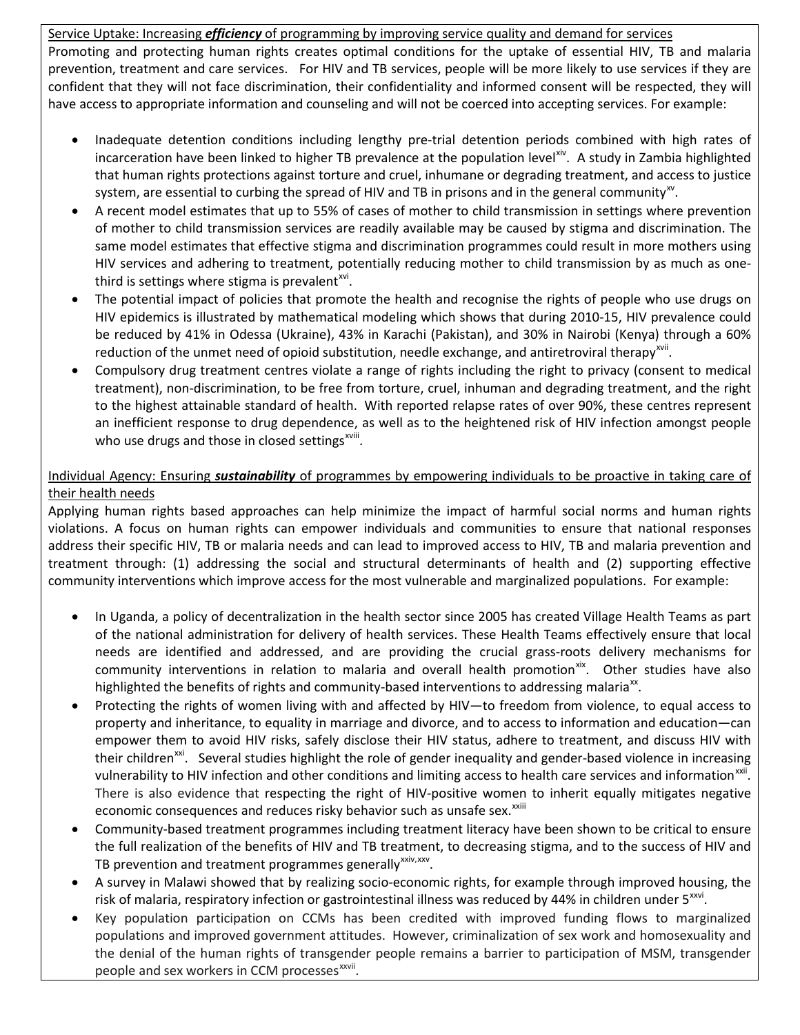Service Uptake: Increasing ***efficiency*** of programming by improving service quality and demand for services

Promoting and protecting human rights creates optimal conditions for the uptake of essential HIV, TB and malaria prevention, treatment and care services. For HIV and TB services, people will be more likely to use services if they are confident that they will not face discrimination, their confidentiality and informed consent will be respected, they will have access to appropriate information and counseling and will not be coerced into accepting services. For example:

- Inadequate detention conditions including lengthy pre-trial detention periods combined with high rates of incarceration have been linked to higher TB prevalence at the population level[xiv]. A study in Zambia highlighted that human rights protections against torture and cruel, inhumane or degrading treatment, and access to justice system, are essential to curbing the spread of HIV and TB in prisons and in the general community[xv].
- A recent model estimates that up to 55% of cases of mother to child transmission in settings where prevention of mother to child transmission services are readily available may be caused by stigma and discrimination. The same model estimates that effective stigma and discrimination programmes could result in more mothers using HIV services and adhering to treatment, potentially reducing mother to child transmission by as much as one-third is settings where stigma is prevalent[xvi].
- The potential impact of policies that promote the health and recognise the rights of people who use drugs on HIV epidemics is illustrated by mathematical modeling which shows that during 2010-15, HIV prevalence could be reduced by 41% in Odessa (Ukraine), 43% in Karachi (Pakistan), and 30% in Nairobi (Kenya) through a 60% reduction of the unmet need of opioid substitution, needle exchange, and antiretroviral therapy[xvii].
- Compulsory drug treatment centres violate a range of rights including the right to privacy (consent to medical treatment), non-discrimination, to be free from torture, cruel, inhuman and degrading treatment, and the right to the highest attainable standard of health. With reported relapse rates of over 90%, these centres represent an inefficient response to drug dependence, as well as to the heightened risk of HIV infection amongst people who use drugs and those in closed settings[xviii].

Individual Agency: Ensuring ***sustainability*** of programmes by empowering individuals to be proactive in taking care of their health needs

Applying human rights based approaches can help minimize the impact of harmful social norms and human rights violations. A focus on human rights can empower individuals and communities to ensure that national responses address their specific HIV, TB or malaria needs and can lead to improved access to HIV, TB and malaria prevention and treatment through: (1) addressing the social and structural determinants of health and (2) supporting effective community interventions which improve access for the most vulnerable and marginalized populations. For example:

- In Uganda, a policy of decentralization in the health sector since 2005 has created Village Health Teams as part of the national administration for delivery of health services. These Health Teams effectively ensure that local needs are identified and addressed, and are providing the crucial grass-roots delivery mechanisms for community interventions in relation to malaria and overall health promotion[xix]. Other studies have also highlighted the benefits of rights and community-based interventions to addressing malaria[xx].
- Protecting the rights of women living with and affected by HIV—to freedom from violence, to equal access to property and inheritance, to equality in marriage and divorce, and to access to information and education—can empower them to avoid HIV risks, safely disclose their HIV status, adhere to treatment, and discuss HIV with their children[xxi]. Several studies highlight the role of gender inequality and gender-based violence in increasing vulnerability to HIV infection and other conditions and limiting access to health care services and information[xxii]. There is also evidence that respecting the right of HIV-positive women to inherit equally mitigates negative economic consequences and reduces risky behavior such as unsafe sex.[xxiii]
- Community-based treatment programmes including treatment literacy have been shown to be critical to ensure the full realization of the benefits of HIV and TB treatment, to decreasing stigma, and to the success of HIV and TB prevention and treatment programmes generally[xxiv,xxv].
- A survey in Malawi showed that by realizing socio-economic rights, for example through improved housing, the risk of malaria, respiratory infection or gastrointestinal illness was reduced by 44% in children under 5[xxvi].
- Key population participation on CCMs has been credited with improved funding flows to marginalized populations and improved government attitudes. However, criminalization of sex work and homosexuality and the denial of the human rights of transgender people remains a barrier to participation of MSM, transgender people and sex workers in CCM processes[xxvii].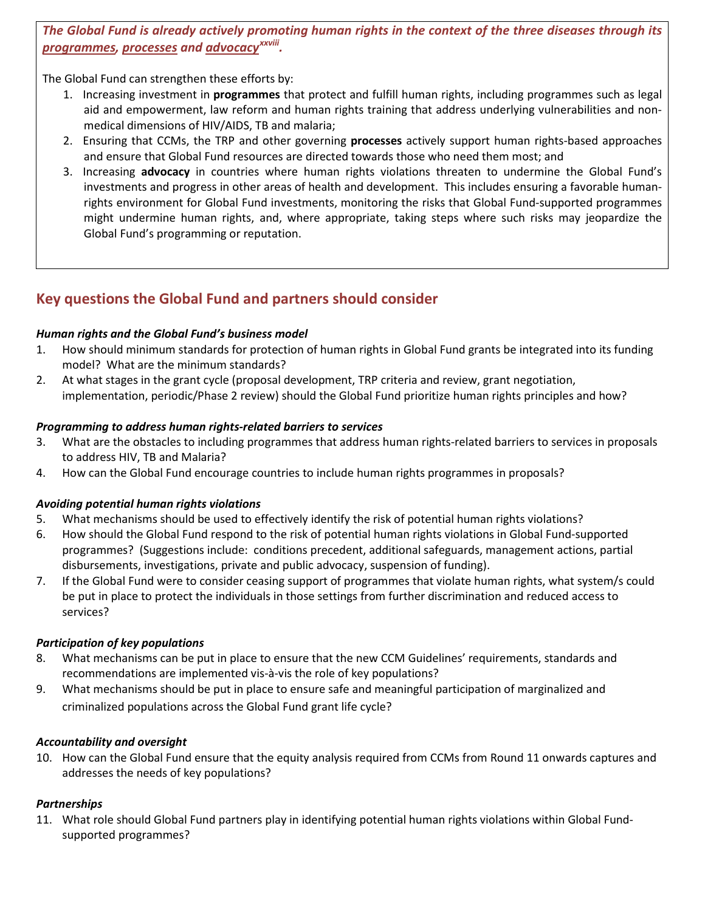***The Global Fund is already actively promoting human rights in the context of the three diseases through its programmes, processes and advocacy[xxviii].***

The Global Fund can strengthen these efforts by:

1. Increasing investment in **programmes** that protect and fulfill human rights, including programmes such as legal aid and empowerment, law reform and human rights training that address underlying vulnerabilities and non-medical dimensions of HIV/AIDS, TB and malaria;
2. Ensuring that CCMs, the TRP and other governing **processes** actively support human rights-based approaches and ensure that Global Fund resources are directed towards those who need them most; and
3. Increasing **advocacy** in countries where human rights violations threaten to undermine the Global Fund's investments and progress in other areas of health and development. This includes ensuring a favorable human-rights environment for Global Fund investments, monitoring the risks that Global Fund-supported programmes might undermine human rights, and, where appropriate, taking steps where such risks may jeopardize the Global Fund's programming or reputation.

## Key questions the Global Fund and partners should consider

***Human rights and the Global Fund's business model***

1. How should minimum standards for protection of human rights in Global Fund grants be integrated into its funding model? What are the minimum standards?
2. At what stages in the grant cycle (proposal development, TRP criteria and review, grant negotiation, implementation, periodic/Phase 2 review) should the Global Fund prioritize human rights principles and how?

***Programming to address human rights-related barriers to services***

3. What are the obstacles to including programmes that address human rights-related barriers to services in proposals to address HIV, TB and Malaria?
4. How can the Global Fund encourage countries to include human rights programmes in proposals?

***Avoiding potential human rights violations***

5. What mechanisms should be used to effectively identify the risk of potential human rights violations?
6. How should the Global Fund respond to the risk of potential human rights violations in Global Fund-supported programmes? (Suggestions include: conditions precedent, additional safeguards, management actions, partial disbursements, investigations, private and public advocacy, suspension of funding).
7. If the Global Fund were to consider ceasing support of programmes that violate human rights, what system/s could be put in place to protect the individuals in those settings from further discrimination and reduced access to services?

***Participation of key populations***

8. What mechanisms can be put in place to ensure that the new CCM Guidelines' requirements, standards and recommendations are implemented vis-à-vis the role of key populations?
9. What mechanisms should be put in place to ensure safe and meaningful participation of marginalized and criminalized populations across the Global Fund grant life cycle?

***Accountability and oversight***

10. How can the Global Fund ensure that the equity analysis required from CCMs from Round 11 onwards captures and addresses the needs of key populations?

***Partnerships***

11. What role should Global Fund partners play in identifying potential human rights violations within Global Fund-supported programmes?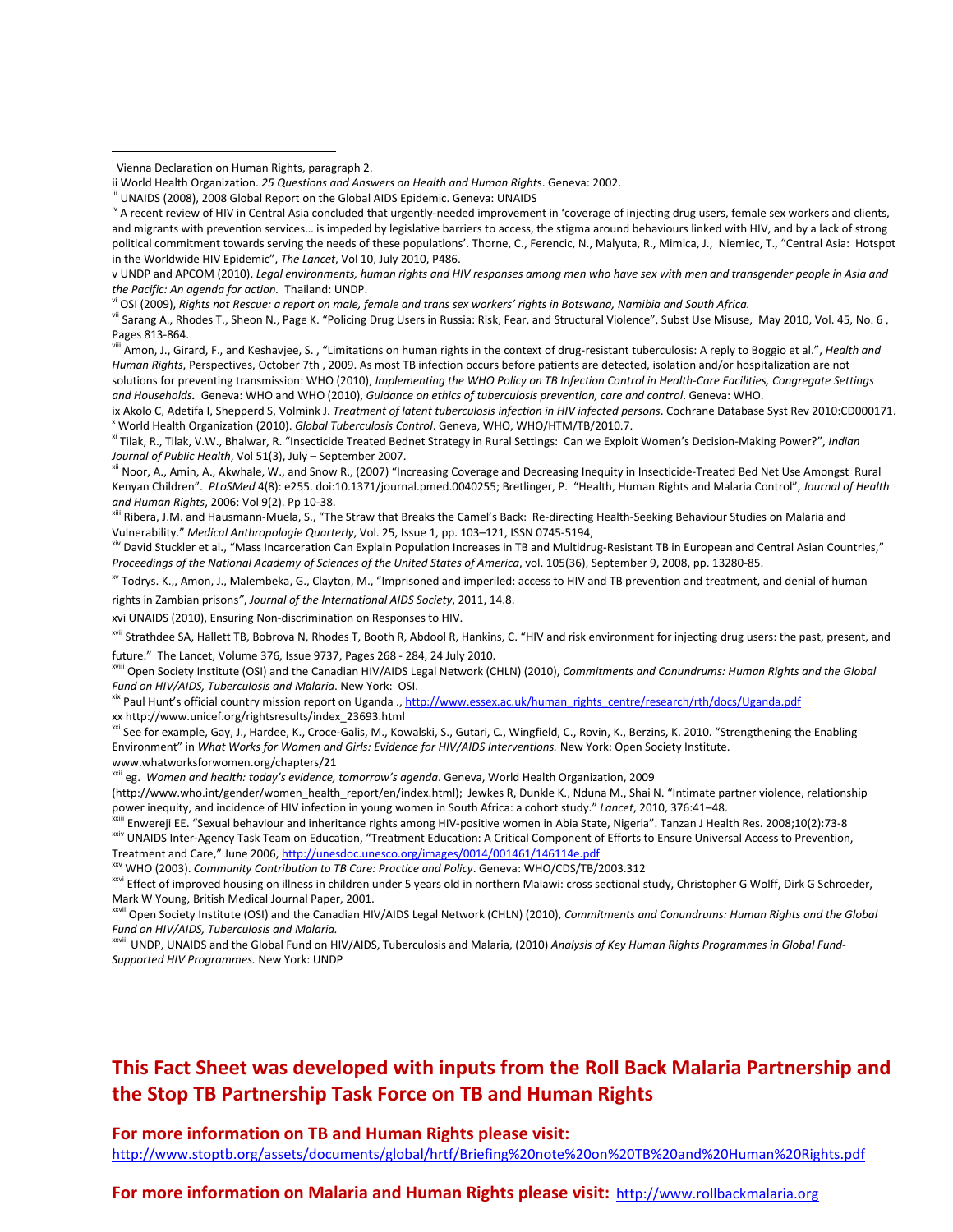[i] Vienna Declaration on Human Rights, paragraph 2.

ii World Health Organization. *25 Questions and Answers on Health and Human Rights*. Geneva: 2002.

[iii] UNAIDS (2008), 2008 Global Report on the Global AIDS Epidemic. Geneva: UNAIDS

[iv] A recent review of HIV in Central Asia concluded that urgently-needed improvement in 'coverage of injecting drug users, female sex workers and clients, and migrants with prevention services… is impeded by legislative barriers to access, the stigma around behaviours linked with HIV, and by a lack of strong political commitment towards serving the needs of these populations'. Thorne, C., Ferencic, N., Malyuta, R., Mimica, J., Niemiec, T., "Central Asia: Hotspot in the Worldwide HIV Epidemic", *The Lancet*, Vol 10, July 2010, P486.

v UNDP and APCOM (2010), *Legal environments, human rights and HIV responses among men who have sex with men and transgender people in Asia and the Pacific: An agenda for action.* Thailand: UNDP.

[vi] OSI (2009), *Rights not Rescue: a report on male, female and trans sex workers' rights in Botswana, Namibia and South Africa.*

[vii] Sarang A., Rhodes T., Sheon N., Page K. "Policing Drug Users in Russia: Risk, Fear, and Structural Violence", Subst Use Misuse, May 2010, Vol. 45, No. 6 , Pages 813-864.

[viii] Amon, J., Girard, F., and Keshavjee, S. , "Limitations on human rights in the context of drug-resistant tuberculosis: A reply to Boggio et al.", *Health and Human Rights*, Perspectives, October 7th , 2009. As most TB infection occurs before patients are detected, isolation and/or hospitalization are not solutions for preventing transmission: WHO (2010), *Implementing the WHO Policy on TB Infection Control in Health-Care Facilities, Congregate Settings and Households.* Geneva: WHO and WHO (2010), *Guidance on ethics of tuberculosis prevention, care and control*. Geneva: WHO.

ix Akolo C, Adetifa I, Shepperd S, Volmink J. *Treatment of latent tuberculosis infection in HIV infected persons*. Cochrane Database Syst Rev 2010:CD000171.

[x] World Health Organization (2010). *Global Tuberculosis Control*. Geneva, WHO, WHO/HTM/TB/2010.7.

[xi] Tilak, R., Tilak, V.W., Bhalwar, R. "Insecticide Treated Bednet Strategy in Rural Settings: Can we Exploit Women's Decision-Making Power?", *Indian Journal of Public Health*, Vol 51(3), July – September 2007.

[xii] Noor, A., Amin, A., Akwhale, W., and Snow R., (2007) "Increasing Coverage and Decreasing Inequity in Insecticide-Treated Bed Net Use Amongst Rural Kenyan Children". *PLoSMed* 4(8): e255. doi:10.1371/journal.pmed.0040255; Bretlinger, P. "Health, Human Rights and Malaria Control", *Journal of Health and Human Rights*, 2006: Vol 9(2). Pp 10-38.

[xiii] Ribera, J.M. and Hausmann-Muela, S., "The Straw that Breaks the Camel's Back: Re-directing Health-Seeking Behaviour Studies on Malaria and Vulnerability." *Medical Anthropologie Quarterly*, Vol. 25, Issue 1, pp. 103–121, ISSN 0745-5194,

[xiv] David Stuckler et al., "Mass Incarceration Can Explain Population Increases in TB and Multidrug-Resistant TB in European and Central Asian Countries," *Proceedings of the National Academy of Sciences of the United States of America*, vol. 105(36), September 9, 2008, pp. 13280-85.

[xv] Todrys. K.,, Amon, J., Malembeka, G., Clayton, M., "Imprisoned and imperiled: access to HIV and TB prevention and treatment, and denial of human rights in Zambian prisons", *Journal of the International AIDS Society*, 2011, 14.8.

xvi UNAIDS (2010), Ensuring Non-discrimination on Responses to HIV.

[xvii] Strathdee SA, Hallett TB, Bobrova N, Rhodes T, Booth R, Abdool R, Hankins, C. "HIV and risk environment for injecting drug users: the past, present, and future." The Lancet, Volume 376, Issue 9737, Pages 268 - 284, 24 July 2010.

[xviii] Open Society Institute (OSI) and the Canadian HIV/AIDS Legal Network (CHLN) (2010), *Commitments and Conundrums: Human Rights and the Global Fund on HIV/AIDS, Tuberculosis and Malaria*. New York: OSI.

[xix] Paul Hunt's official country mission report on Uganda ., http://www.essex.ac.uk/human_rights_centre/research/rth/docs/Uganda.pdf

xx http://www.unicef.org/rightsresults/index_23693.html

[xxi] See for example, Gay, J., Hardee, K., Croce-Galis, M., Kowalski, S., Gutari, C., Wingfield, C., Rovin, K., Berzins, K. 2010. "Strengthening the Enabling Environment" in *What Works for Women and Girls: Evidence for HIV/AIDS Interventions.* New York: Open Society Institute. www.whatworksforwomen.org/chapters/21

[xxii] eg. *Women and health: today's evidence, tomorrow's agenda*. Geneva, World Health Organization, 2009 (http://www.who.int/gender/women_health_report/en/index.html); Jewkes R, Dunkle K., Nduna M., Shai N. "Intimate partner violence, relationship power inequity, and incidence of HIV infection in young women in South Africa: a cohort study." *Lancet*, 2010, 376:41–48.

[xxiii] Enwereji EE. "Sexual behaviour and inheritance rights among HIV-positive women in Abia State, Nigeria". Tanzan J Health Res. 2008;10(2):73-8

[xxiv] UNAIDS Inter-Agency Task Team on Education, "Treatment Education: A Critical Component of Efforts to Ensure Universal Access to Prevention, Treatment and Care," June 2006, http://unesdoc.unesco.org/images/0014/001461/146114e.pdf

[xxv] WHO (2003). *Community Contribution to TB Care: Practice and Policy*. Geneva: WHO/CDS/TB/2003.312

[xxvi] Effect of improved housing on illness in children under 5 years old in northern Malawi: cross sectional study, Christopher G Wolff, Dirk G Schroeder, Mark W Young, British Medical Journal Paper, 2001.

[xxvii] Open Society Institute (OSI) and the Canadian HIV/AIDS Legal Network (CHLN) (2010), *Commitments and Conundrums: Human Rights and the Global Fund on HIV/AIDS, Tuberculosis and Malaria.*

[xxviii] UNDP, UNAIDS and the Global Fund on HIV/AIDS, Tuberculosis and Malaria, (2010) *Analysis of Key Human Rights Programmes in Global Fund-Supported HIV Programmes.* New York: UNDP

## This Fact Sheet was developed with inputs from the Roll Back Malaria Partnership and the Stop TB Partnership Task Force on TB and Human Rights

**For more information on TB and Human Rights please visit:**
http://www.stoptb.org/assets/documents/global/hrtf/Briefing%20note%20on%20TB%20and%20Human%20Rights.pdf

**For more information on Malaria and Human Rights please visit:** http://www.rollbackmalaria.org